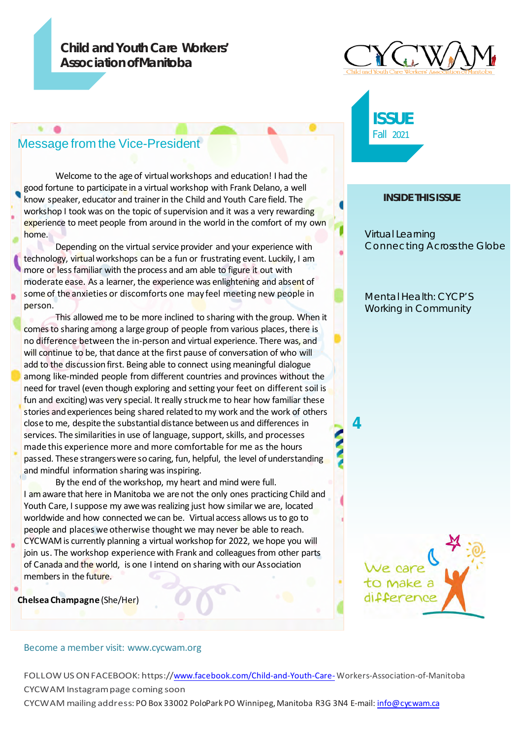# Child and Youth Care Workers' Association of Manitoba

**ISSUE**
Fall 2021

## Message from the Vice-President

Welcome to the age of virtual workshops and education! I had the good fortune to participate in a virtual workshop with Frank Delano, a well know speaker, educator and trainer in the Child and Youth Care field. The workshop I took was on the topic of supervision and it was a very rewarding experience to meet people from around in the world in the comfort of my own home.

Depending on the virtual service provider and your experience with technology, virtual workshops can be a fun or frustrating event. Luckily, I am more or less familiar with the process and am able to figure it out with moderate ease. As a learner, the experience was enlightening and absent of some of the anxieties or discomforts one may feel meeting new people in person.

This allowed me to be more inclined to sharing with the group. When it comes to sharing among a large group of people from various places, there is no difference between the in-person and virtual experience. There was, and will continue to be, that dance at the first pause of conversation of who will add to the discussion first. Being able to connect using meaningful dialogue among like-minded people from different countries and provinces without the need for travel (even though exploring and setting your feet on different soil is fun and exciting) was very special. It really struck me to hear how familiar these stories and experiences being shared related to my work and the work of others close to me, despite the substantial distance between us and differences in services. The similarities in use of language, support, skills, and processes made this experience more and more comfortable for me as the hours passed. These strangers were so caring, fun, helpful, the level of understanding and mindful information sharing was inspiring.

By the end of the workshop, my heart and mind were full. I am aware that here in Manitoba we are not the only ones practicing Child and Youth Care, I suppose my awe was realizing just how similar we are, located worldwide and how connected we can be. Virtual access allows us to go to people and places we otherwise thought we may never be able to reach. CYCWAM is currently planning a virtual workshop for 2022, we hope you will join us. The workshop experience with Frank and colleagues from other parts of Canada and the world, is one I intend on sharing with our Association members in the future.

**Chelsea Champagne** (She/Her)

### INSIDE THIS ISSUE

Virtual Learning Connecting Across the Globe

Mental Health: CYCP'S Working in Community

4

We care to make a difference

Become a member visit: www.cycwam.org

FOLLOW US ON FACEBOOK: https://www.facebook.com/Child-and-Youth-Care-Workers-Association-of-Manitoba

CYCWAM Instagram page coming soon

CYCWAM mailing address: PO Box 33002 PoloPark PO Winnipeg, Manitoba R3G 3N4 E-mail: info@cycwam.ca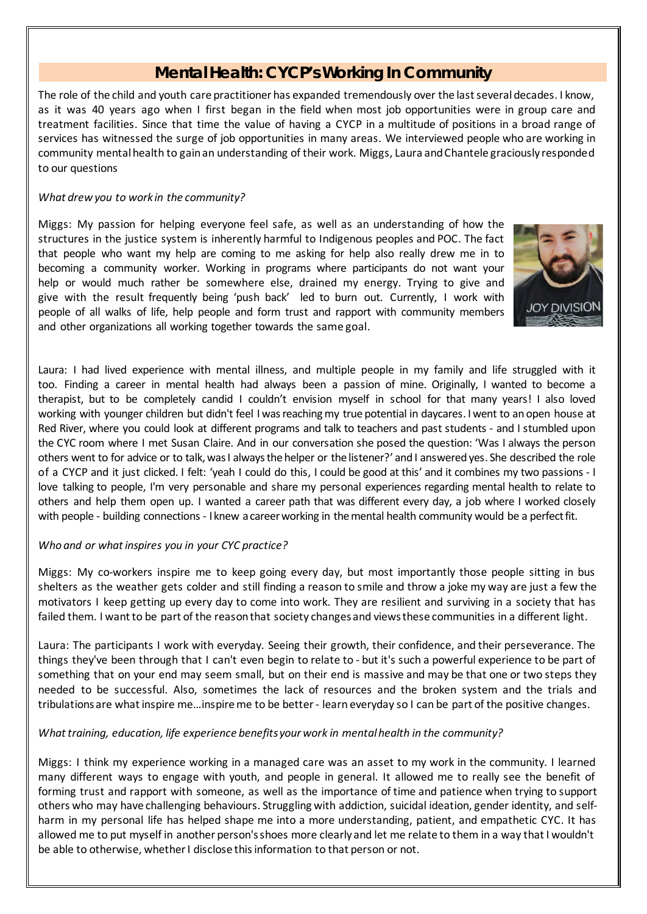## Mental Health: CYCP's Working In Community

The role of the child and youth care practitioner has expanded tremendously over the last several decades. I know, as it was 40 years ago when I first began in the field when most job opportunities were in group care and treatment facilities. Since that time the value of having a CYCP in a multitude of positions in a broad range of services has witnessed the surge of job opportunities in many areas. We interviewed people who are working in community mental health to gain an understanding of their work. Miggs, Laura and Chantele graciously responded to our questions

*What drew you to work in the community?*

Miggs: My passion for helping everyone feel safe, as well as an understanding of how the structures in the justice system is inherently harmful to Indigenous peoples and POC. The fact that people who want my help are coming to me asking for help also really drew me in to becoming a community worker. Working in programs where participants do not want your help or would much rather be somewhere else, drained my energy. Trying to give and give with the result frequently being 'push back' led to burn out. Currently, I work with people of all walks of life, help people and form trust and rapport with community members and other organizations all working together towards the same goal.

Laura: I had lived experience with mental illness, and multiple people in my family and life struggled with it too. Finding a career in mental health had always been a passion of mine. Originally, I wanted to become a therapist, but to be completely candid I couldn't envision myself in school for that many years! I also loved working with younger children but didn't feel I was reaching my true potential in daycares. I went to an open house at Red River, where you could look at different programs and talk to teachers and past students - and I stumbled upon the CYC room where I met Susan Claire. And in our conversation she posed the question: 'Was I always the person others went to for advice or to talk, was I always the helper or the listener?' and I answered yes. She described the role of a CYCP and it just clicked. I felt: 'yeah I could do this, I could be good at this' and it combines my two passions - I love talking to people, I'm very personable and share my personal experiences regarding mental health to relate to others and help them open up. I wanted a career path that was different every day, a job where I worked closely with people - building connections - I knew a career working in the mental health community would be a perfect fit.

*Who and or what inspires you in your CYC practice?*

Miggs: My co-workers inspire me to keep going every day, but most importantly those people sitting in bus shelters as the weather gets colder and still finding a reason to smile and throw a joke my way are just a few the motivators I keep getting up every day to come into work. They are resilient and surviving in a society that has failed them. I want to be part of the reason that society changes and views these communities in a different light.

Laura: The participants I work with everyday. Seeing their growth, their confidence, and their perseverance. The things they've been through that I can't even begin to relate to - but it's such a powerful experience to be part of something that on your end may seem small, but on their end is massive and may be that one or two steps they needed to be successful. Also, sometimes the lack of resources and the broken system and the trials and tribulations are what inspire me…inspire me to be better - learn everyday so I can be part of the positive changes.

*What training, education, life experience benefits your work in mental health in the community?*

Miggs: I think my experience working in a managed care was an asset to my work in the community. I learned many different ways to engage with youth, and people in general. It allowed me to really see the benefit of forming trust and rapport with someone, as well as the importance of time and patience when trying to support others who may have challenging behaviours. Struggling with addiction, suicidal ideation, gender identity, and self-harm in my personal life has helped shape me into a more understanding, patient, and empathetic CYC. It has allowed me to put myself in another person's shoes more clearly and let me relate to them in a way that I wouldn't be able to otherwise, whether I disclose this information to that person or not.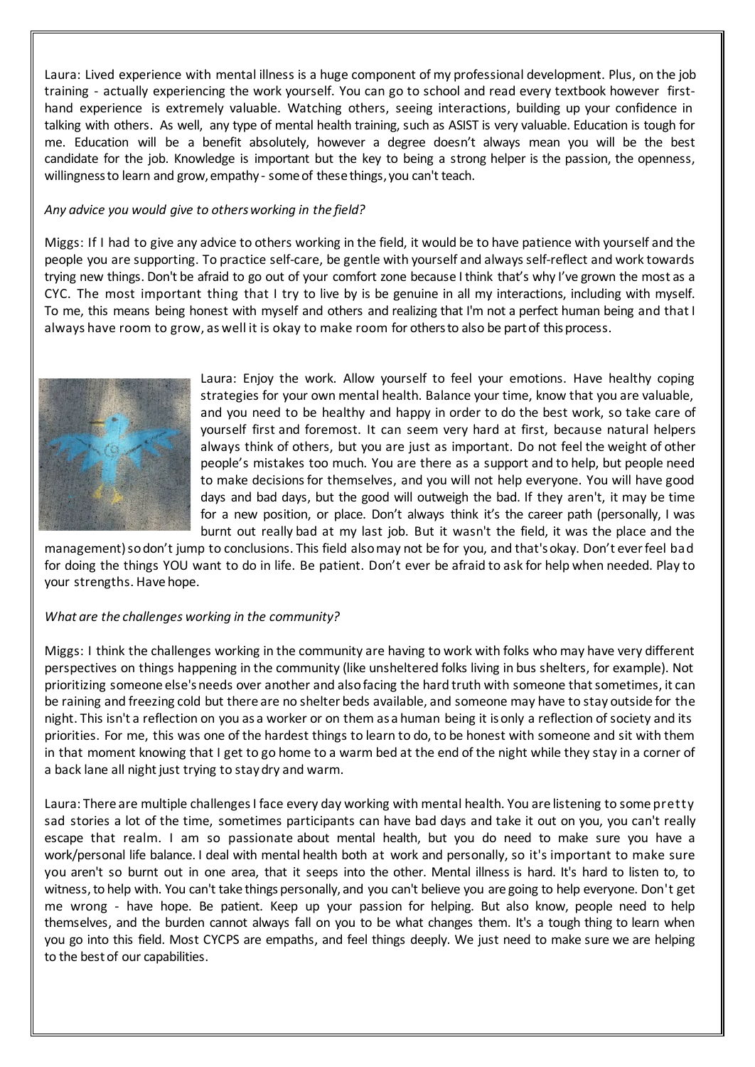Laura: Lived experience with mental illness is a huge component of my professional development. Plus, on the job training - actually experiencing the work yourself. You can go to school and read every textbook however first-hand experience is extremely valuable. Watching others, seeing interactions, building up your confidence in talking with others. As well, any type of mental health training, such as ASIST is very valuable. Education is tough for me. Education will be a benefit absolutely, however a degree doesn't always mean you will be the best candidate for the job. Knowledge is important but the key to being a strong helper is the passion, the openness, willingness to learn and grow, empathy - some of these things, you can't teach.

*Any advice you would give to others working in the field?*

Miggs: If I had to give any advice to others working in the field, it would be to have patience with yourself and the people you are supporting. To practice self-care, be gentle with yourself and always self-reflect and work towards trying new things. Don't be afraid to go out of your comfort zone because I think that's why I've grown the most as a CYC. The most important thing that I try to live by is be genuine in all my interactions, including with myself. To me, this means being honest with myself and others and realizing that I'm not a perfect human being and that I always have room to grow, as well it is okay to make room for others to also be part of this process.

Laura: Enjoy the work. Allow yourself to feel your emotions. Have healthy coping strategies for your own mental health. Balance your time, know that you are valuable, and you need to be healthy and happy in order to do the best work, so take care of yourself first and foremost. It can seem very hard at first, because natural helpers always think of others, but you are just as important. Do not feel the weight of other people's mistakes too much. You are there as a support and to help, but people need to make decisions for themselves, and you will not help everyone. You will have good days and bad days, but the good will outweigh the bad. If they aren't, it may be time for a new position, or place. Don't always think it's the career path (personally, I was burnt out really bad at my last job. But it wasn't the field, it was the place and the management) so don't jump to conclusions. This field also may not be for you, and that's okay. Don't ever feel bad for doing the things YOU want to do in life. Be patient. Don't ever be afraid to ask for help when needed. Play to your strengths. Have hope.

*What are the challenges working in the community?*

Miggs: I think the challenges working in the community are having to work with folks who may have very different perspectives on things happening in the community (like unsheltered folks living in bus shelters, for example). Not prioritizing someone else's needs over another and also facing the hard truth with someone that sometimes, it can be raining and freezing cold but there are no shelter beds available, and someone may have to stay outside for the night. This isn't a reflection on you as a worker or on them as a human being it is only a reflection of society and its priorities. For me, this was one of the hardest things to learn to do, to be honest with someone and sit with them in that moment knowing that I get to go home to a warm bed at the end of the night while they stay in a corner of a back lane all night just trying to stay dry and warm.

Laura: There are multiple challenges I face every day working with mental health. You are listening to some pretty sad stories a lot of the time, sometimes participants can have bad days and take it out on you, you can't really escape that realm. I am so passionate about mental health, but you do need to make sure you have a work/personal life balance. I deal with mental health both at work and personally, so it's important to make sure you aren't so burnt out in one area, that it seeps into the other. Mental illness is hard. It's hard to listen to, to witness, to help with. You can't take things personally, and you can't believe you are going to help everyone. Don't get me wrong - have hope. Be patient. Keep up your passion for helping. But also know, people need to help themselves, and the burden cannot always fall on you to be what changes them. It's a tough thing to learn when you go into this field. Most CYCPS are empaths, and feel things deeply. We just need to make sure we are helping to the best of our capabilities.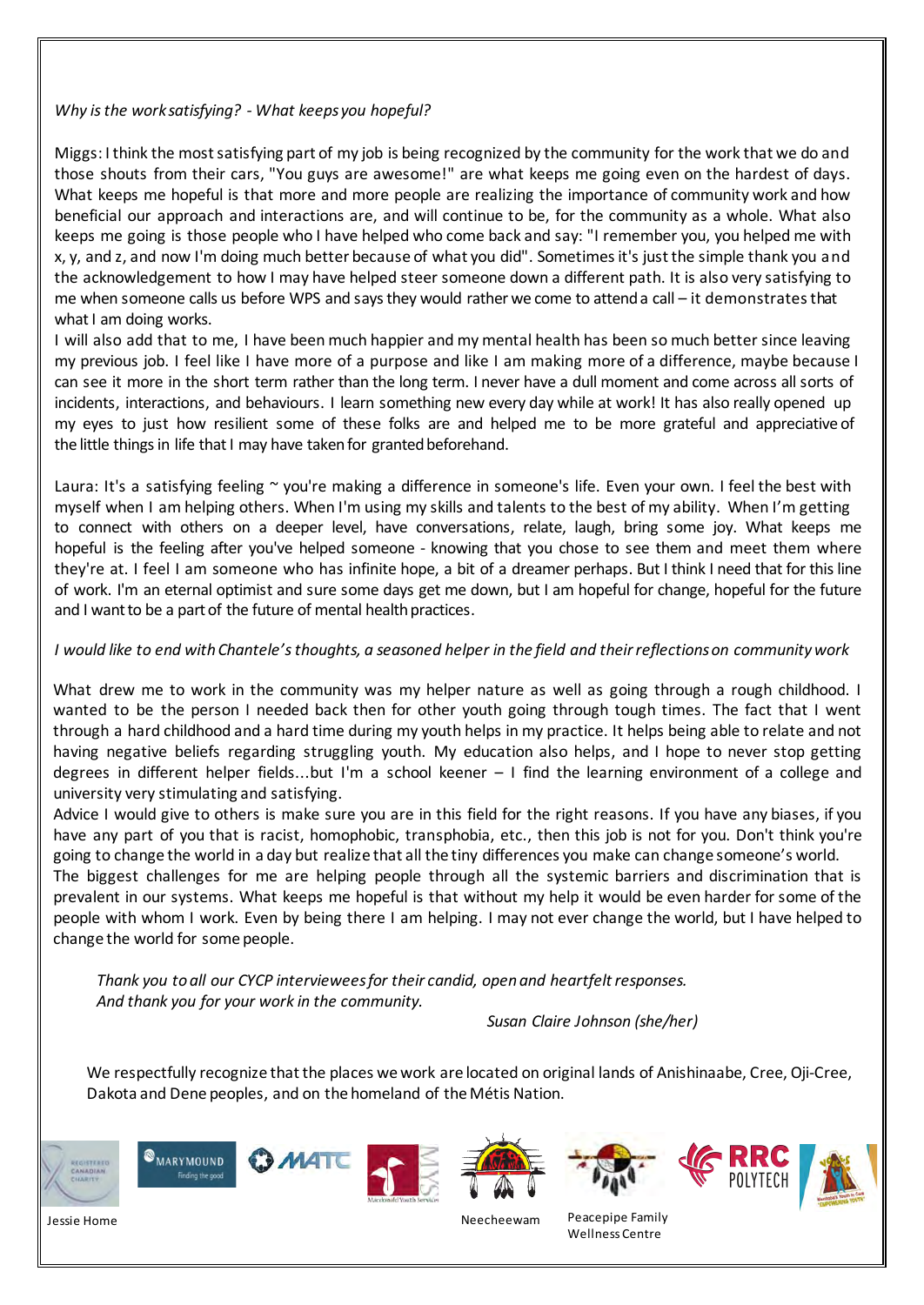*Why is the work satisfying? - What keeps you hopeful?*

Miggs: I think the most satisfying part of my job is being recognized by the community for the work that we do and those shouts from their cars, "You guys are awesome!" are what keeps me going even on the hardest of days. What keeps me hopeful is that more and more people are realizing the importance of community work and how beneficial our approach and interactions are, and will continue to be, for the community as a whole. What also keeps me going is those people who I have helped who come back and say: "I remember you, you helped me with x, y, and z, and now I'm doing much better because of what you did". Sometimes it's just the simple thank you and the acknowledgement to how I may have helped steer someone down a different path. It is also very satisfying to me when someone calls us before WPS and says they would rather we come to attend a call – it demonstrates that what I am doing works.

I will also add that to me, I have been much happier and my mental health has been so much better since leaving my previous job. I feel like I have more of a purpose and like I am making more of a difference, maybe because I can see it more in the short term rather than the long term. I never have a dull moment and come across all sorts of incidents, interactions, and behaviours. I learn something new every day while at work! It has also really opened up my eyes to just how resilient some of these folks are and helped me to be more grateful and appreciative of the little things in life that I may have taken for granted beforehand.

Laura: It's a satisfying feeling ~ you're making a difference in someone's life. Even your own. I feel the best with myself when I am helping others. When I'm using my skills and talents to the best of my ability. When I'm getting to connect with others on a deeper level, have conversations, relate, laugh, bring some joy. What keeps me hopeful is the feeling after you've helped someone - knowing that you chose to see them and meet them where they're at. I feel I am someone who has infinite hope, a bit of a dreamer perhaps. But I think I need that for this line of work. I'm an eternal optimist and sure some days get me down, but I am hopeful for change, hopeful for the future and I want to be a part of the future of mental health practices.

*I would like to end with Chantele's thoughts, a seasoned helper in the field and their reflections on community work*

What drew me to work in the community was my helper nature as well as going through a rough childhood. I wanted to be the person I needed back then for other youth going through tough times. The fact that I went through a hard childhood and a hard time during my youth helps in my practice. It helps being able to relate and not having negative beliefs regarding struggling youth. My education also helps, and I hope to never stop getting degrees in different helper fields...but I'm a school keener – I find the learning environment of a college and university very stimulating and satisfying.

Advice I would give to others is make sure you are in this field for the right reasons. If you have any biases, if you have any part of you that is racist, homophobic, transphobia, etc., then this job is not for you. Don't think you're going to change the world in a day but realize that all the tiny differences you make can change someone's world.

The biggest challenges for me are helping people through all the systemic barriers and discrimination that is prevalent in our systems. What keeps me hopeful is that without my help it would be even harder for some of the people with whom I work. Even by being there I am helping. I may not ever change the world, but I have helped to change the world for some people.

*Thank you to all our CYCP interviewees for their candid, open and heartfelt responses.*
*And thank you for your work in the community.*

*Susan Claire Johnson (she/her)*

We respectfully recognize that the places we work are located on original lands of Anishinaabe, Cree, Oji-Cree, Dakota and Dene peoples, and on the homeland of the Métis Nation.

Jessie Home

MARYMOUND Finding the good

MATC

Neecheewam

Peacepipe Family Wellness Centre

RRC POLYTECH